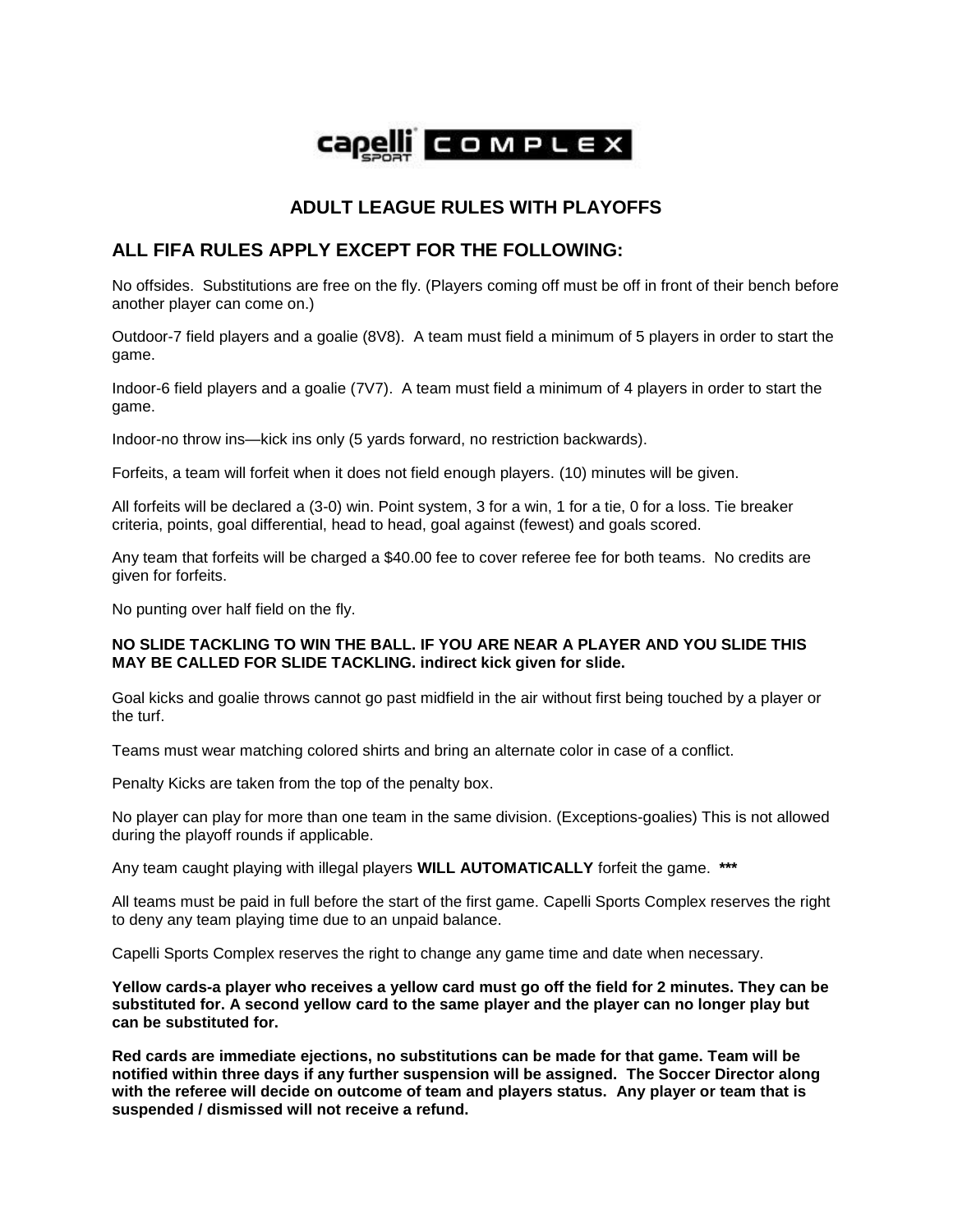capelli SPORT COMPLEX

## ADULT LEAGUE RULES WITH PLAYOFFS

## ALL FIFA RULES APPLY EXCEPT FOR THE FOLLOWING:

No offsides. Substitutions are free on the fly. (Players coming off must be off in front of their bench before another player can come on.)

Outdoor-7 field players and a goalie (8V8). A team must field a minimum of 5 players in order to start the game.

Indoor-6 field players and a goalie (7V7). A team must field a minimum of 4 players in order to start the game.

Indoor-no throw ins—kick ins only (5 yards forward, no restriction backwards).

Forfeits, a team will forfeit when it does not field enough players. (10) minutes will be given.

All forfeits will be declared a (3-0) win. Point system, 3 for a win, 1 for a tie, 0 for a loss. Tie breaker criteria, points, goal differential, head to head, goal against (fewest) and goals scored.

Any team that forfeits will be charged a $40.00 fee to cover referee fee for both teams. No credits are given for forfeits.

No punting over half field on the fly.

**NO SLIDE TACKLING TO WIN THE BALL. IF YOU ARE NEAR A PLAYER AND YOU SLIDE THIS MAY BE CALLED FOR SLIDE TACKLING. indirect kick given for slide.**

Goal kicks and goalie throws cannot go past midfield in the air without first being touched by a player or the turf.

Teams must wear matching colored shirts and bring an alternate color in case of a conflict.

Penalty Kicks are taken from the top of the penalty box.

No player can play for more than one team in the same division. (Exceptions-goalies) This is not allowed during the playoff rounds if applicable.

Any team caught playing with illegal players **WILL AUTOMATICALLY** forfeit the game. **\*\*\***

All teams must be paid in full before the start of the first game. Capelli Sports Complex reserves the right to deny any team playing time due to an unpaid balance.

Capelli Sports Complex reserves the right to change any game time and date when necessary.

**Yellow cards-a player who receives a yellow card must go off the field for 2 minutes. They can be substituted for. A second yellow card to the same player and the player can no longer play but can be substituted for.**

**Red cards are immediate ejections, no substitutions can be made for that game. Team will be notified within three days if any further suspension will be assigned. The Soccer Director along with the referee will decide on outcome of team and players status. Any player or team that is suspended / dismissed will not receive a refund.**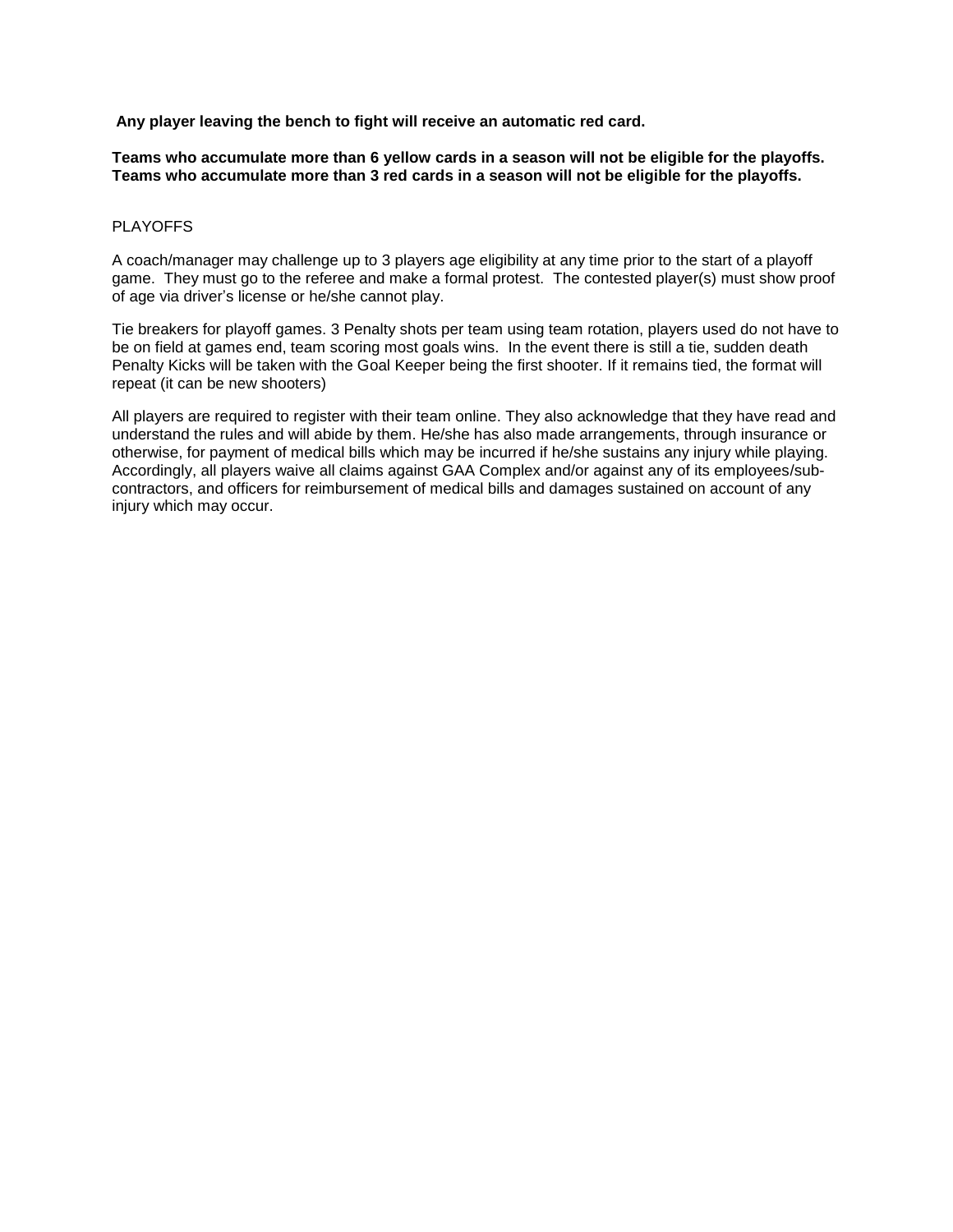**Any player leaving the bench to fight will receive an automatic red card.**

**Teams who accumulate more than 6 yellow cards in a season will not be eligible for the playoffs.**
**Teams who accumulate more than 3 red cards in a season will not be eligible for the playoffs.**

PLAYOFFS

A coach/manager may challenge up to 3 players age eligibility at any time prior to the start of a playoff game. They must go to the referee and make a formal protest. The contested player(s) must show proof of age via driver's license or he/she cannot play.

Tie breakers for playoff games. 3 Penalty shots per team using team rotation, players used do not have to be on field at games end, team scoring most goals wins. In the event there is still a tie, sudden death Penalty Kicks will be taken with the Goal Keeper being the first shooter. If it remains tied, the format will repeat (it can be new shooters)

All players are required to register with their team online. They also acknowledge that they have read and understand the rules and will abide by them. He/she has also made arrangements, through insurance or otherwise, for payment of medical bills which may be incurred if he/she sustains any injury while playing. Accordingly, all players waive all claims against GAA Complex and/or against any of its employees/sub-contractors, and officers for reimbursement of medical bills and damages sustained on account of any injury which may occur.